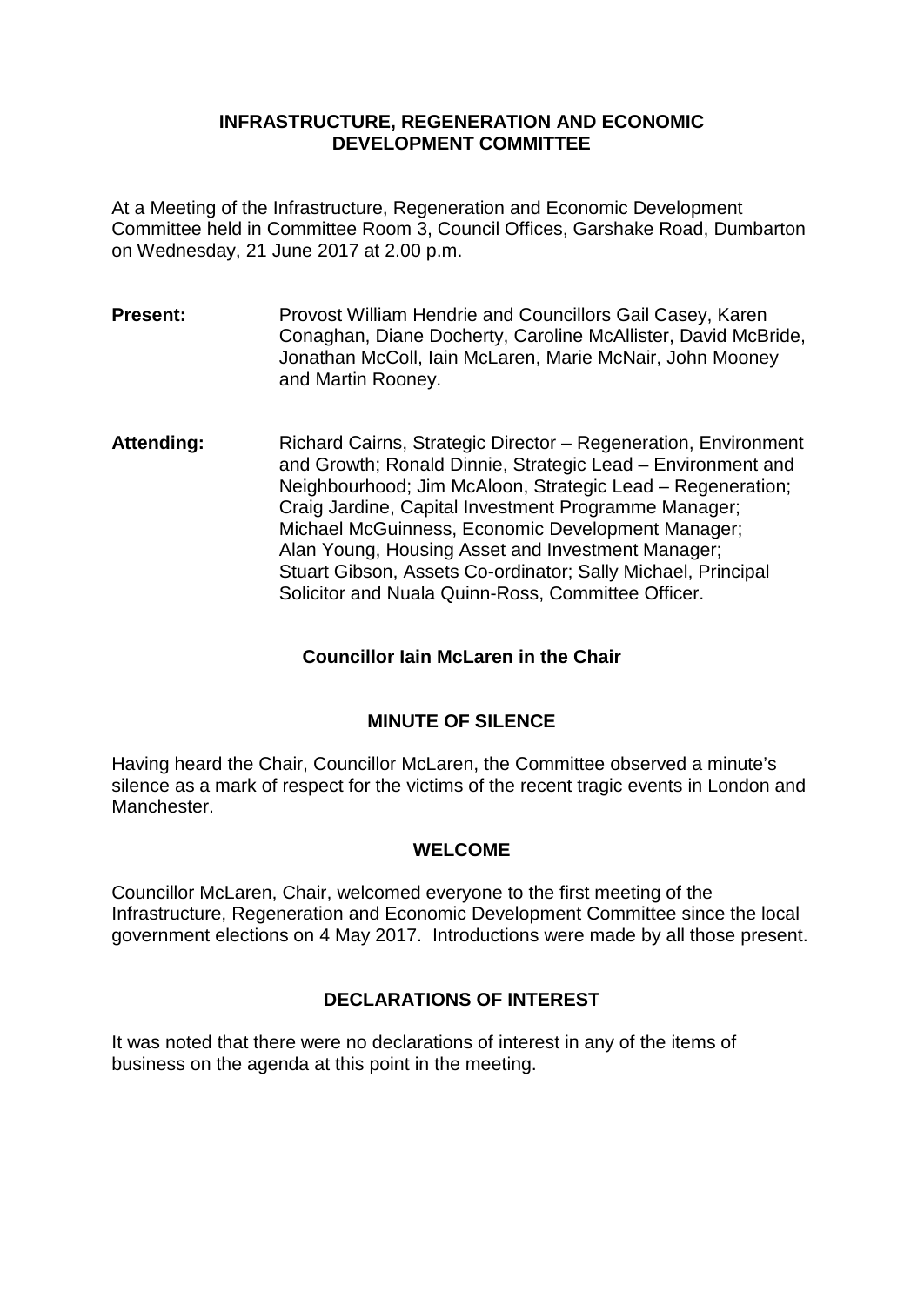# INFRASTRUCTURE, REGENERATION AND ECONOMIC DEVELOPMENT COMMITTEE

At a Meeting of the Infrastructure, Regeneration and Economic Development Committee held in Committee Room 3, Council Offices, Garshake Road, Dumbarton on Wednesday, 21 June 2017 at 2.00 p.m.

**Present:** Provost William Hendrie and Councillors Gail Casey, Karen Conaghan, Diane Docherty, Caroline McAllister, David McBride, Jonathan McColl, Iain McLaren, Marie McNair, John Mooney and Martin Rooney.

**Attending:** Richard Cairns, Strategic Director – Regeneration, Environment and Growth; Ronald Dinnie, Strategic Lead – Environment and Neighbourhood; Jim McAloon, Strategic Lead – Regeneration; Craig Jardine, Capital Investment Programme Manager; Michael McGuinness, Economic Development Manager; Alan Young, Housing Asset and Investment Manager; Stuart Gibson, Assets Co-ordinator; Sally Michael, Principal Solicitor and Nuala Quinn-Ross, Committee Officer.

**Councillor Iain McLaren in the Chair**

## MINUTE OF SILENCE

Having heard the Chair, Councillor McLaren, the Committee observed a minute's silence as a mark of respect for the victims of the recent tragic events in London and Manchester.

## WELCOME

Councillor McLaren, Chair, welcomed everyone to the first meeting of the Infrastructure, Regeneration and Economic Development Committee since the local government elections on 4 May 2017. Introductions were made by all those present.

## DECLARATIONS OF INTEREST

It was noted that there were no declarations of interest in any of the items of business on the agenda at this point in the meeting.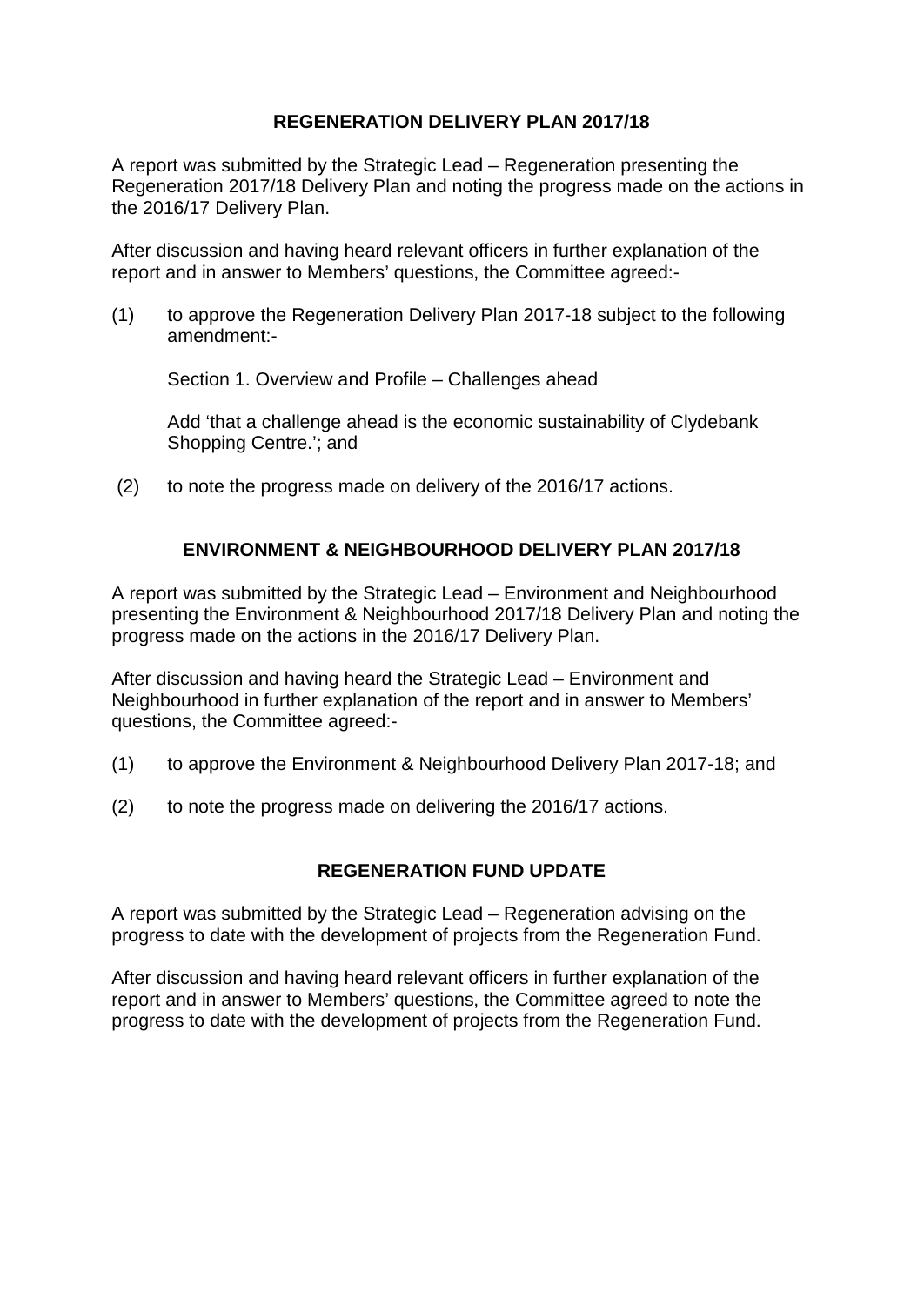## REGENERATION DELIVERY PLAN 2017/18

A report was submitted by the Strategic Lead – Regeneration presenting the Regeneration 2017/18 Delivery Plan and noting the progress made on the actions in the 2016/17 Delivery Plan.

After discussion and having heard relevant officers in further explanation of the report and in answer to Members' questions, the Committee agreed:-

(1) to approve the Regeneration Delivery Plan 2017-18 subject to the following amendment:-

    Section 1. Overview and Profile – Challenges ahead

    Add 'that a challenge ahead is the economic sustainability of Clydebank Shopping Centre.'; and

(2) to note the progress made on delivery of the 2016/17 actions.

## ENVIRONMENT & NEIGHBOURHOOD DELIVERY PLAN 2017/18

A report was submitted by the Strategic Lead – Environment and Neighbourhood presenting the Environment & Neighbourhood 2017/18 Delivery Plan and noting the progress made on the actions in the 2016/17 Delivery Plan.

After discussion and having heard the Strategic Lead – Environment and Neighbourhood in further explanation of the report and in answer to Members' questions, the Committee agreed:-

(1) to approve the Environment & Neighbourhood Delivery Plan 2017-18; and

(2) to note the progress made on delivering the 2016/17 actions.

## REGENERATION FUND UPDATE

A report was submitted by the Strategic Lead – Regeneration advising on the progress to date with the development of projects from the Regeneration Fund.

After discussion and having heard relevant officers in further explanation of the report and in answer to Members' questions, the Committee agreed to note the progress to date with the development of projects from the Regeneration Fund.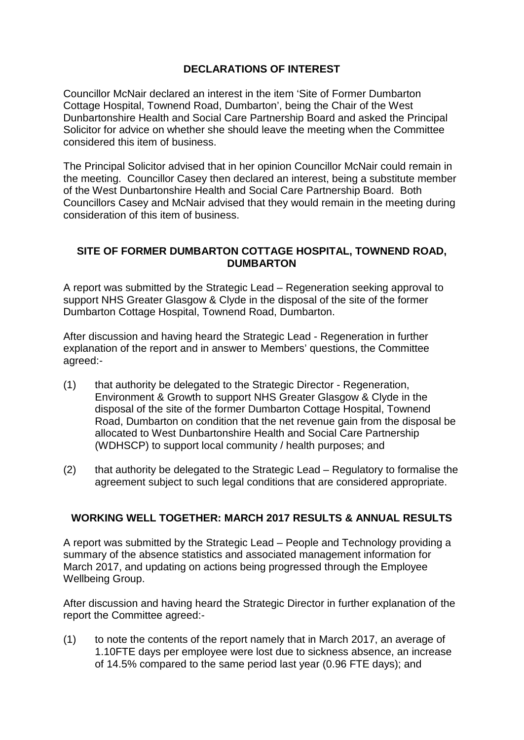## DECLARATIONS OF INTEREST

Councillor McNair declared an interest in the item 'Site of Former Dumbarton Cottage Hospital, Townend Road, Dumbarton', being the Chair of the West Dunbartonshire Health and Social Care Partnership Board and asked the Principal Solicitor for advice on whether she should leave the meeting when the Committee considered this item of business.

The Principal Solicitor advised that in her opinion Councillor McNair could remain in the meeting. Councillor Casey then declared an interest, being a substitute member of the West Dunbartonshire Health and Social Care Partnership Board. Both Councillors Casey and McNair advised that they would remain in the meeting during consideration of this item of business.

## SITE OF FORMER DUMBARTON COTTAGE HOSPITAL, TOWNEND ROAD, DUMBARTON

A report was submitted by the Strategic Lead – Regeneration seeking approval to support NHS Greater Glasgow & Clyde in the disposal of the site of the former Dumbarton Cottage Hospital, Townend Road, Dumbarton.

After discussion and having heard the Strategic Lead - Regeneration in further explanation of the report and in answer to Members' questions, the Committee agreed:-

(1) that authority be delegated to the Strategic Director - Regeneration, Environment & Growth to support NHS Greater Glasgow & Clyde in the disposal of the site of the former Dumbarton Cottage Hospital, Townend Road, Dumbarton on condition that the net revenue gain from the disposal be allocated to West Dunbartonshire Health and Social Care Partnership (WDHSCP) to support local community / health purposes; and

(2) that authority be delegated to the Strategic Lead – Regulatory to formalise the agreement subject to such legal conditions that are considered appropriate.

## WORKING WELL TOGETHER: MARCH 2017 RESULTS & ANNUAL RESULTS

A report was submitted by the Strategic Lead – People and Technology providing a summary of the absence statistics and associated management information for March 2017, and updating on actions being progressed through the Employee Wellbeing Group.

After discussion and having heard the Strategic Director in further explanation of the report the Committee agreed:-

(1) to note the contents of the report namely that in March 2017, an average of 1.10FTE days per employee were lost due to sickness absence, an increase of 14.5% compared to the same period last year (0.96 FTE days); and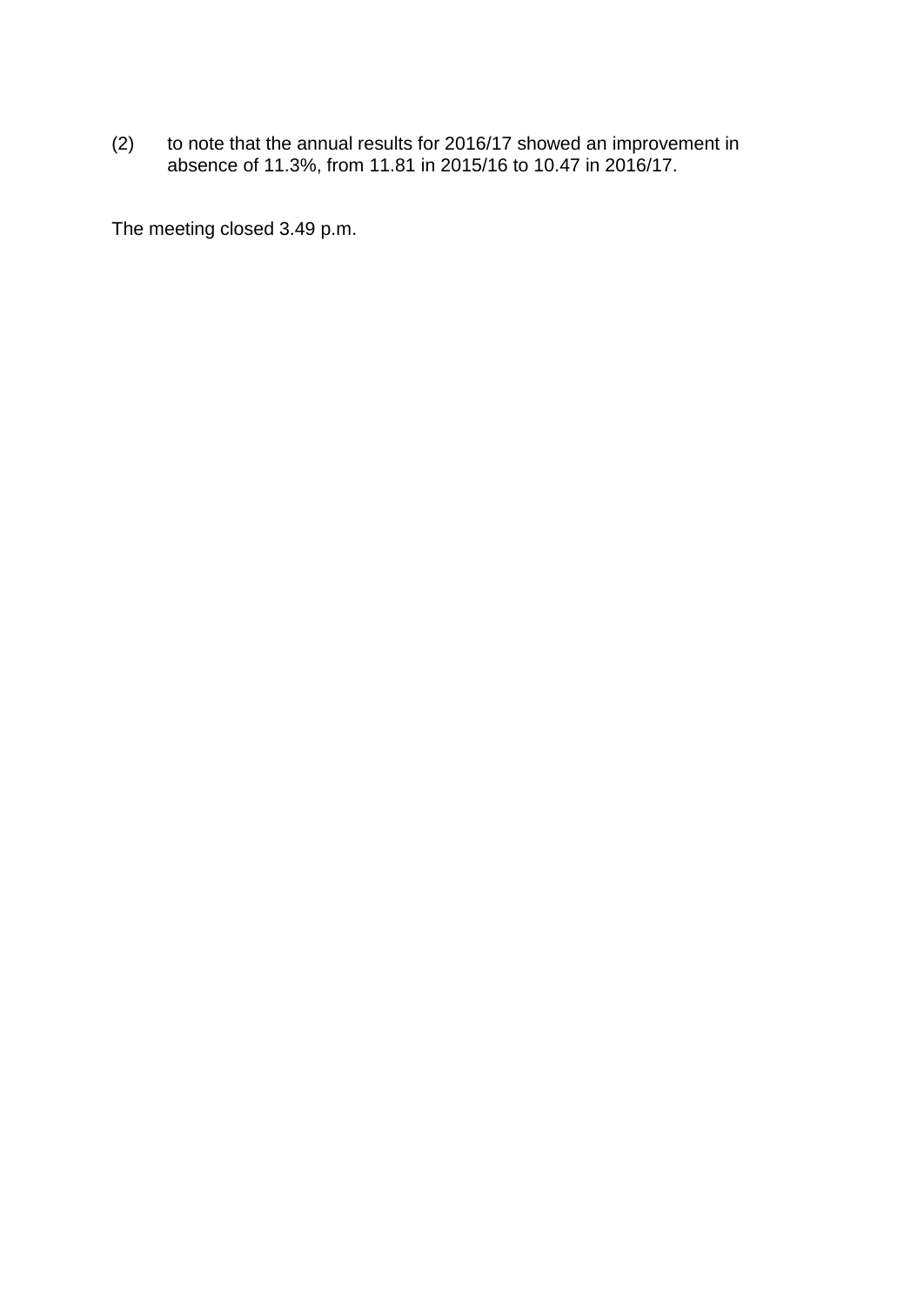(2) to note that the annual results for 2016/17 showed an improvement in absence of 11.3%, from 11.81 in 2015/16 to 10.47 in 2016/17.

The meeting closed 3.49 p.m.